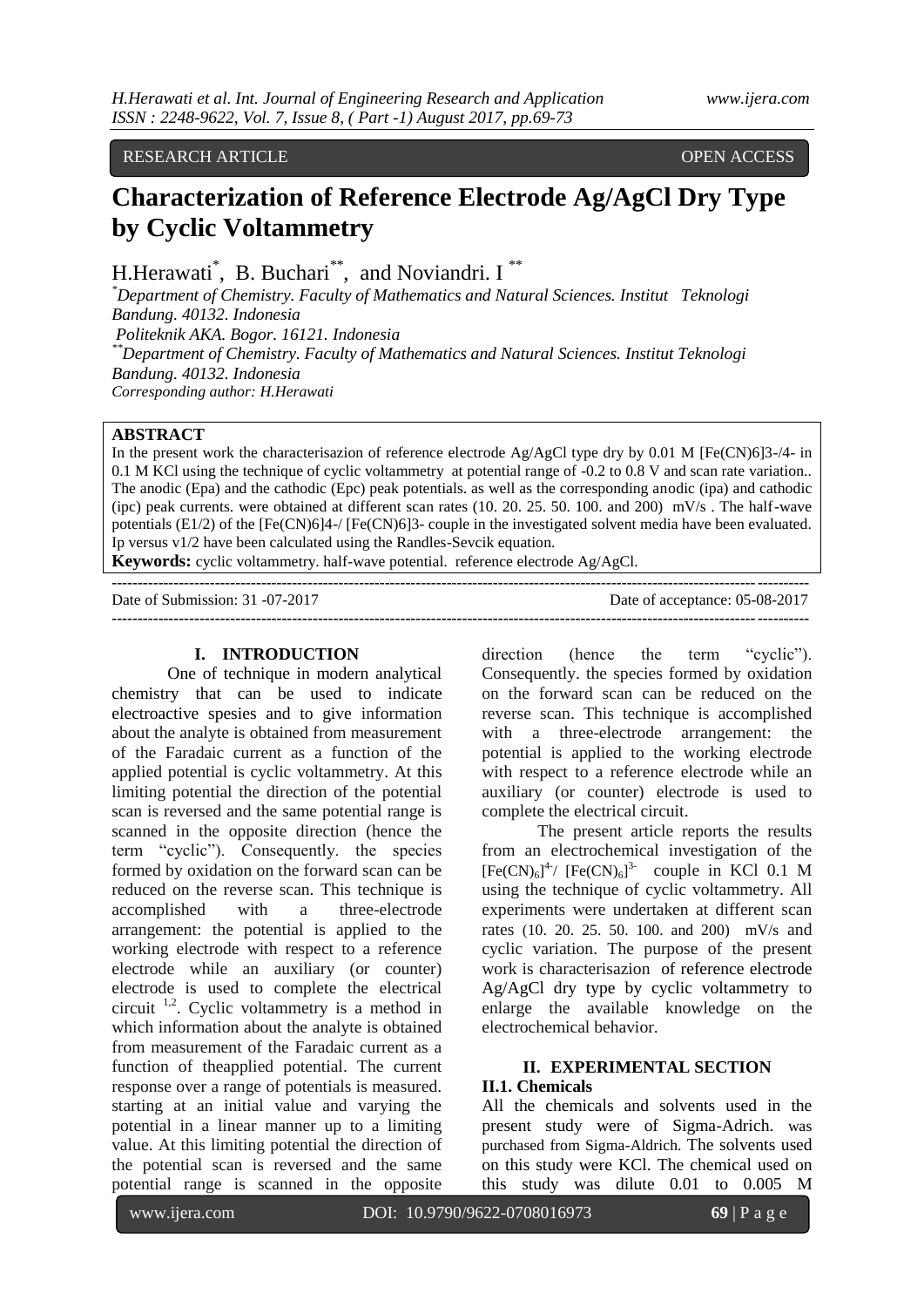RESEARCH ARTICLE OPEN ACCESS

# Characterization of Reference Electrode Ag/AgCl Dry Type by Cyclic Voltammetry

H.Herawati[*], B. Buchari[**], and Noviandri. I [**]

[*]Department of Chemistry. Faculty of Mathematics and Natural Sciences. Institut Teknologi Bandung. 40132. Indonesia
Politeknik AKA. Bogor. 16121. Indonesia
[**]Department of Chemistry. Faculty of Mathematics and Natural Sciences. Institut Teknologi Bandung. 40132. Indonesia
Corresponding author: H.Herawati

**ABSTRACT**

In the present work the characterisazion of reference electrode Ag/AgCl type dry by 0.01 M [Fe(CN)6]3-/4- in 0.1 M KCl using the technique of cyclic voltammetry at potential range of -0.2 to 0.8 V and scan rate variation.. The anodic (Epa) and the cathodic (Epc) peak potentials. as well as the corresponding anodic (ipa) and cathodic (ipc) peak currents. were obtained at different scan rates (10. 20. 25. 50. 100. and 200) mV/s . The half-wave potentials (E1/2) of the [Fe(CN)6]4-/ [Fe(CN)6]3- couple in the investigated solvent media have been evaluated. Ip versus v1/2 have been calculated using the Randles-Sevcik equation.

**Keywords:** cyclic voltammetry. half-wave potential. reference electrode Ag/AgCl.

---

Date of Submission: 31 -07-2017 Date of acceptance: 05-08-2017

---

## I. INTRODUCTION

One of technique in modern analytical chemistry that can be used to indicate electroactive spesies and to give information about the analyte is obtained from measurement of the Faradaic current as a function of the applied potential is cyclic voltammetry. At this limiting potential the direction of the potential scan is reversed and the same potential range is scanned in the opposite direction (hence the term "cyclic"). Consequently. the species formed by oxidation on the forward scan can be reduced on the reverse scan. This technique is accomplished with a three-electrode arrangement: the potential is applied to the working electrode with respect to a reference electrode while an auxiliary (or counter) electrode is used to complete the electrical circuit [1,2]. Cyclic voltammetry is a method in which information about the analyte is obtained from measurement of the Faradaic current as a function of theapplied potential. The current response over a range of potentials is measured. starting at an initial value and varying the potential in a linear manner up to a limiting value. At this limiting potential the direction of the potential scan is reversed and the same potential range is scanned in the opposite direction (hence the term "cyclic"). Consequently. the species formed by oxidation on the forward scan can be reduced on the reverse scan. This technique is accomplished with a three-electrode arrangement: the potential is applied to the working electrode with respect to a reference electrode while an auxiliary (or counter) electrode is used to complete the electrical circuit.

The present article reports the results from an electrochemical investigation of the $[Fe(CN)_6]^{4-}$/ $[Fe(CN)_6]^{3-}$ couple in KCl 0.1 M using the technique of cyclic voltammetry. All experiments were undertaken at different scan rates (10. 20. 25. 50. 100. and 200) mV/s and cyclic variation. The purpose of the present work is characterisazion of reference electrode Ag/AgCl dry type by cyclic voltammetry to enlarge the available knowledge on the electrochemical behavior.

## II. EXPERIMENTAL SECTION

### II.1. Chemicals

All the chemicals and solvents used in the present study were of Sigma-Adrich. was purchased from Sigma-Aldrich. The solvents used on this study were KCl. The chemical used on this study was dilute 0.01 to 0.005 M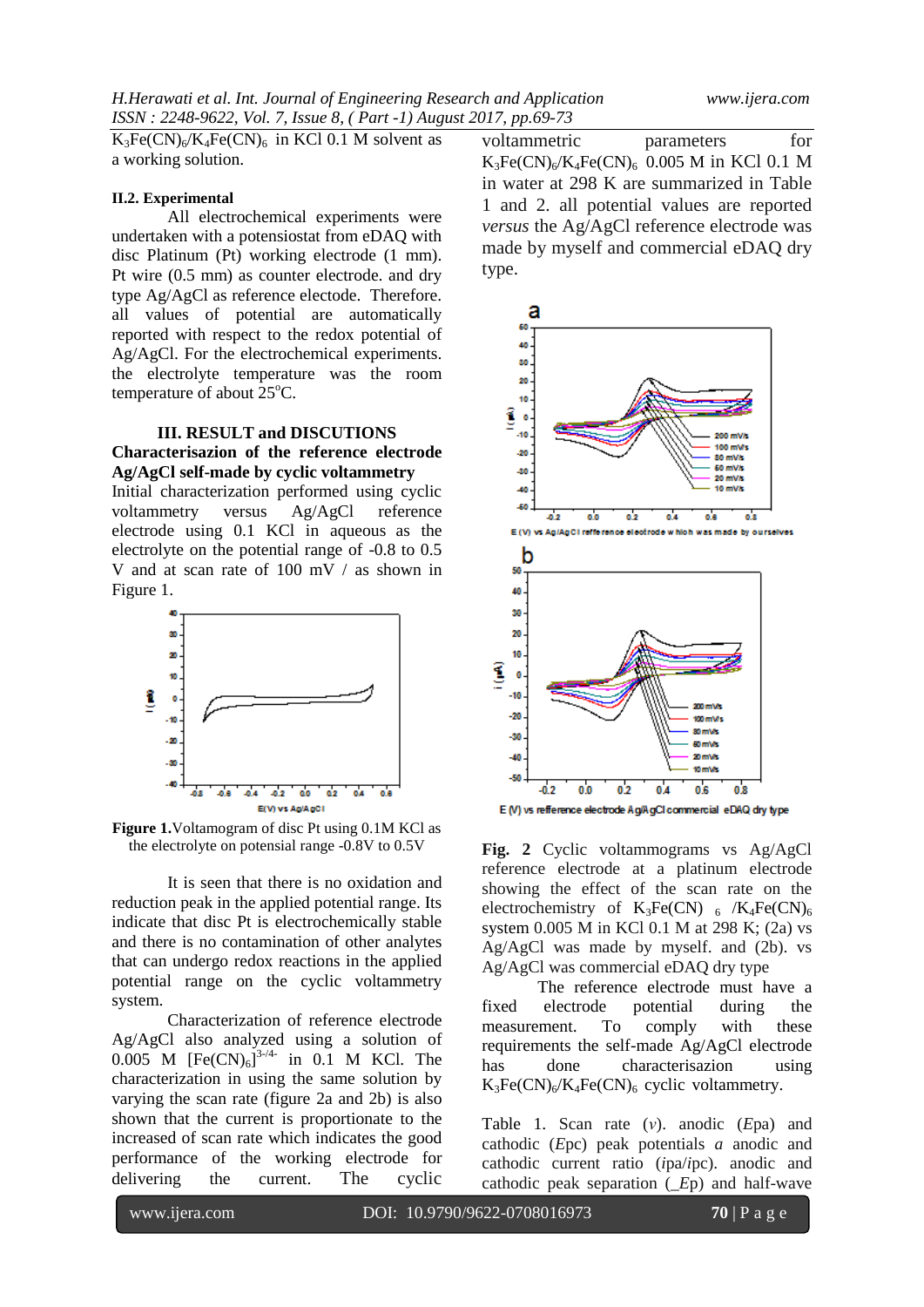$K_3Fe(CN)_6/K_4Fe(CN)_6$ in KCl 0.1 M solvent as a working solution.

#### II.2. Experimental

All electrochemical experiments were undertaken with a potensiostat from eDAQ with disc Platinum (Pt) working electrode (1 mm). Pt wire (0.5 mm) as counter electrode. and dry type Ag/AgCl as reference electode. Therefore. all values of potential are automatically reported with respect to the redox potential of Ag/AgCl. For the electrochemical experiments. the electrolyte temperature was the room temperature of about 25°C.

### III. RESULT and DISCUTIONS

**Characterisazion of the reference electrode Ag/AgCl self-made by cyclic voltammetry**

Initial characterization performed using cyclic voltammetry versus Ag/AgCl reference electrode using 0.1 KCl in aqueous as the electrolyte on the potential range of -0.8 to 0.5 V and at scan rate of 100 mV / as shown in Figure 1.

**Figure 1.** Voltamogram of disc Pt using 0.1M KCl as the electrolyte on potensial range -0.8V to 0.5V

It is seen that there is no oxidation and reduction peak in the applied potential range. Its indicate that disc Pt is electrochemically stable and there is no contamination of other analytes that can undergo redox reactions in the applied potential range on the cyclic voltammetry system.

Characterization of reference electrode Ag/AgCl also analyzed using a solution of 0.005 M $[Fe(CN)_6]^{3-/4-}$ in 0.1 M KCl. The characterization in using the same solution by varying the scan rate (figure 2a and 2b) is also shown that the current is proportionate to the increased of scan rate which indicates the good performance of the working electrode for delivering the current. The cyclic voltammetric parameters for $K_3Fe(CN)_6/K_4Fe(CN)_6$ 0.005 M in KCl 0.1 M in water at 298 K are summarized in Table 1 and 2. all potential values are reported *versus* the Ag/AgCl reference electrode was made by myself and commercial eDAQ dry type.

**Fig. 2** Cyclic voltammograms vs Ag/AgCl reference electrode at a platinum electrode showing the effect of the scan rate on the electrochemistry of $K_3Fe(CN)_6/K_4Fe(CN)_6$ system 0.005 M in KCl 0.1 M at 298 K; (2a) vs Ag/AgCl was made by myself. and (2b). vs Ag/AgCl was commercial eDAQ dry type

The reference electrode must have a fixed potential during the measurement. To comply with these requirements the self-made Ag/AgCl electrode has done characterisazion using $K_3Fe(CN)_6/K_4Fe(CN)_6$ cyclic voltammetry.

Table 1. Scan rate (*v*). anodic (*E*pa) and cathodic (*E*pc) peak potentials *a* anodic and cathodic current ratio (*i*pa/*i*pc). anodic and cathodic peak separation (_*E*p) and half-wave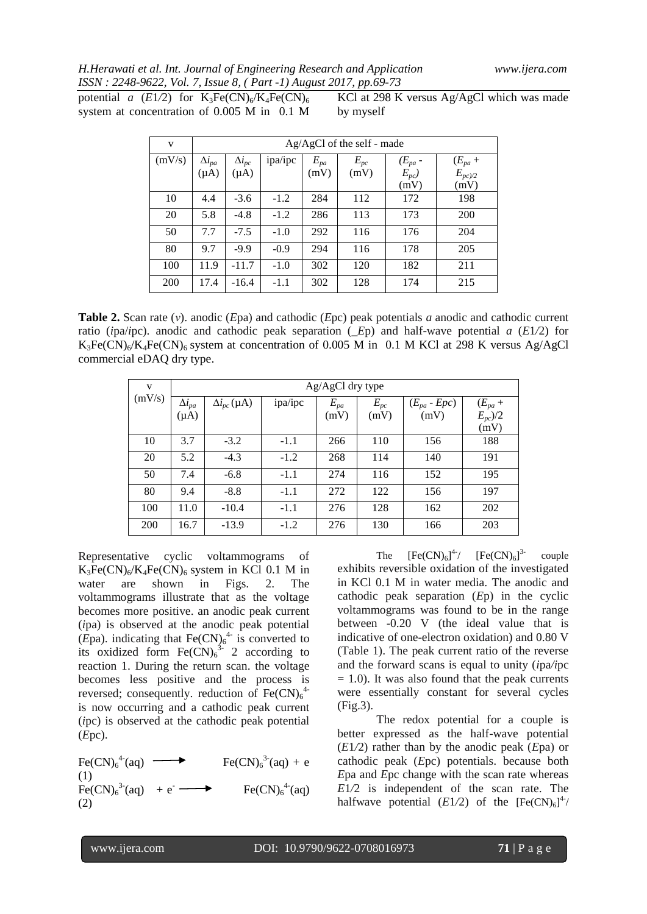potential *a* ($E1/2$) for $K_3Fe(CN)_6/K_4Fe(CN)_6$ system at concentration of 0.005 M in 0.1 M KCl at 298 K versus Ag/AgCl which was made by myself

| v | Ag/AgCl of the self - made | | | | | | |
|---|---|---|---|---|---|---|---|
| (mV/s) | $\Delta i_{pa}$ (μA) | $\Delta i_{pc}$ (μA) | ipa/ipc | $E_{pa}$ (mV) | $E_{pc}$ (mV) | ($E_{pa}$ - $E_{pc}$) (mV) | ($E_{pa}$ + $E_{pc)/2}$ (mV) |
| 10 | 4.4 | -3.6 | -1.2 | 284 | 112 | 172 | 198 |
| 20 | 5.8 | -4.8 | -1.2 | 286 | 113 | 173 | 200 |
| 50 | 7.7 | -7.5 | -1.0 | 292 | 116 | 176 | 204 |
| 80 | 9.7 | -9.9 | -0.9 | 294 | 116 | 178 | 205 |
| 100 | 11.9 | -11.7 | -1.0 | 302 | 120 | 182 | 211 |
| 200 | 17.4 | -16.4 | -1.1 | 302 | 128 | 174 | 215 |

**Table 2.** Scan rate (*v*). anodic (*E*pa) and cathodic (*E*pc) peak potentials *a* anodic and cathodic current ratio (*i*pa/*i*pc). anodic and cathodic peak separation (_*E*p) and half-wave potential *a* ($E1/2$) for $K_3Fe(CN)_6/K_4Fe(CN)_6$ system at concentration of 0.005 M in 0.1 M KCl at 298 K versus Ag/AgCl commercial eDAQ dry type.

| v (mV/s) | Ag/AgCl dry type | | | | | | |
|---|---|---|---|---|---|---|---|
| | $\Delta i_{pa}$ (μA) | $\Delta i_{pc}$ (μA) | ipa/ipc | $E_{pa}$ (mV) | $E_{pc}$ (mV) | ($E_{pa}$ - $Epc$) (mV) | ($E_{pa}$ + $E_{pc}$)/2 (mV) |
| 10 | 3.7 | -3.2 | -1.1 | 266 | 110 | 156 | 188 |
| 20 | 5.2 | -4.3 | -1.2 | 268 | 114 | 140 | 191 |
| 50 | 7.4 | -6.8 | -1.1 | 274 | 116 | 152 | 195 |
| 80 | 9.4 | -8.8 | -1.1 | 272 | 122 | 156 | 197 |
| 100 | 11.0 | -10.4 | -1.1 | 276 | 128 | 162 | 202 |
| 200 | 16.7 | -13.9 | -1.2 | 276 | 130 | 166 | 203 |

Representative cyclic voltammograms of $K_3Fe(CN)_6/K_4Fe(CN)_6$ system in KCl 0.1 M in water are shown in Figs. 2. The voltammograms illustrate that as the voltage becomes more positive. an anodic peak current (*i*pa) is observed at the anodic peak potential (*E*pa). indicating that $Fe(CN)_6^{4-}$ is converted to its oxidized form $Fe(CN)_6^{3-}$ 2 according to reaction 1. During the return scan. the voltage becomes less positive and the process is reversed; consequently. reduction of $Fe(CN)_6^{4-}$ is now occurring and a cathodic peak current (*i*pc) is observed at the cathodic peak potential (*E*pc).

$$Fe(CN)_6^{4-}(aq) \longrightarrow Fe(CN)_6^{3-}(aq) + e \quad (1)$$

$$Fe(CN)_6^{3-}(aq) + e^- \longrightarrow Fe(CN)_6^{4-}(aq) \quad (2)$$

The $[Fe(CN)_6]^{4-}$/ $[Fe(CN)_6]^{3-}$ couple exhibits reversible oxidation of the investigated in KCl 0.1 M in water media. The anodic and cathodic peak separation (*E*p) in the cyclic voltammograms was found to be in the range between -0.20 V (the ideal value that is indicative of one-electron oxidation) and 0.80 V (Table 1). The peak current ratio of the reverse and the forward scans is equal to unity (*i*pa/*i*pc = 1.0). It was also found that the peak currents were essentially constant for several cycles (Fig.3).

The redox potential for a couple is better expressed as the half-wave potential ($E1/2$) rather than by the anodic peak (*E*pa) or cathodic peak (*E*pc) potentials. because both *E*pa and *E*pc change with the scan rate whereas $E1/2$ is independent of the scan rate. The halfwave potential ($E1/2$) of the $[Fe(CN)_6]^{4-}$/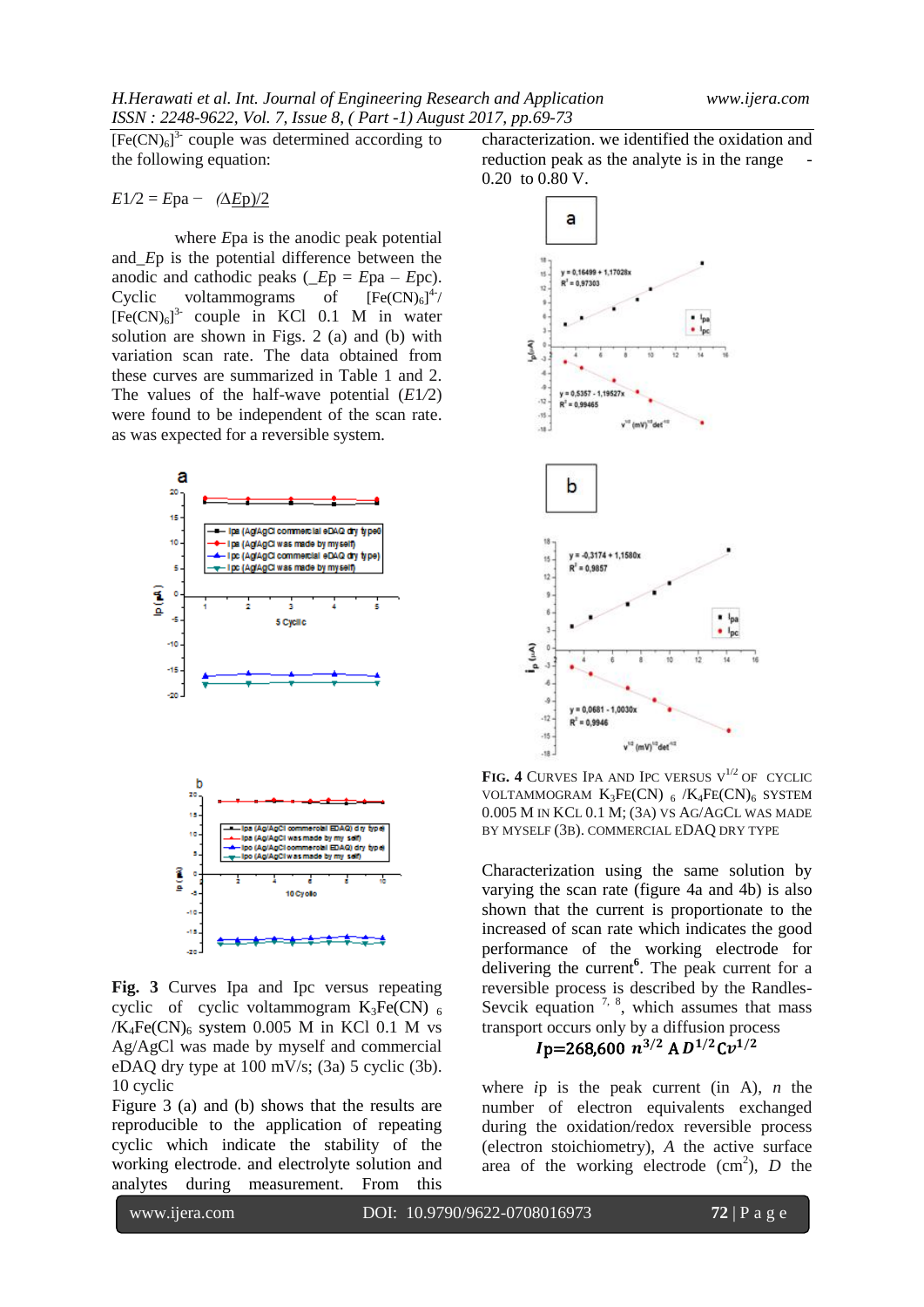$[Fe(CN)_6]^{3-}$ couple was determined according to the following equation:

$$E1/2 = Epa - (\Delta Ep)/2$$

where *Epa* is the anodic peak potential and_*Ep* is the potential difference between the anodic and cathodic peaks (_*Ep* = *Epa* – *Epc*). Cyclic voltammograms of $[Fe(CN)_6]^{4-}$/ $[Fe(CN)_6]^{3-}$ couple in KCl 0.1 M in water solution are shown in Figs. 2 (a) and (b) with variation scan rate. The data obtained from these curves are summarized in Table 1 and 2. The values of the half-wave potential (*E1/2*) were found to be independent of the scan rate. as was expected for a reversible system.

**Fig. 3** Curves Ipa and Ipc versus repeating cyclic of cyclic voltammogram $K_3Fe(CN)_6$ /$K_4Fe(CN)_6$ system 0.005 M in KCl 0.1 M vs Ag/AgCl was made by myself and commercial eDAQ dry type at 100 mV/s; (3a) 5 cyclic (3b). 10 cyclic

Figure 3 (a) and (b) shows that the results are reproducible to the application of repeating cyclic which indicate the stability of the working electrode. and electrolyte solution and analytes during measurement. From this characterization. we identified the oxidation and reduction peak as the analyte is in the range -0.20 to 0.80 V.

**Fig. 4** Curves Ipa and Ipc versus $v^{1/2}$ of cyclic voltammogram $K_3Fe(CN)_6$ /$K_4Fe(CN)_6$ system 0.005 M in KCl 0.1 M; (3a) vs Ag/AgCl was made by myself (3b). Commercial eDAQ dry type

Characterization using the same solution by varying the scan rate (figure 4a and 4b) is also shown that the current is proportionate to the increased of scan rate which indicates the good performance of the working electrode for delivering the current[6]. The peak current for a reversible process is described by the Randles-Sevcik equation [7, 8], which assumes that mass transport occurs only by a diffusion process

$$Ip = 268{,}600\ n^{3/2}\ A\,D^{1/2} C v^{1/2}$$

where *ip* is the peak current (in A), *n* the number of electron equivalents exchanged during the oxidation/redox process (electron stoichiometry), *A* the active surface area of the working electrode ($cm^2$), *D* the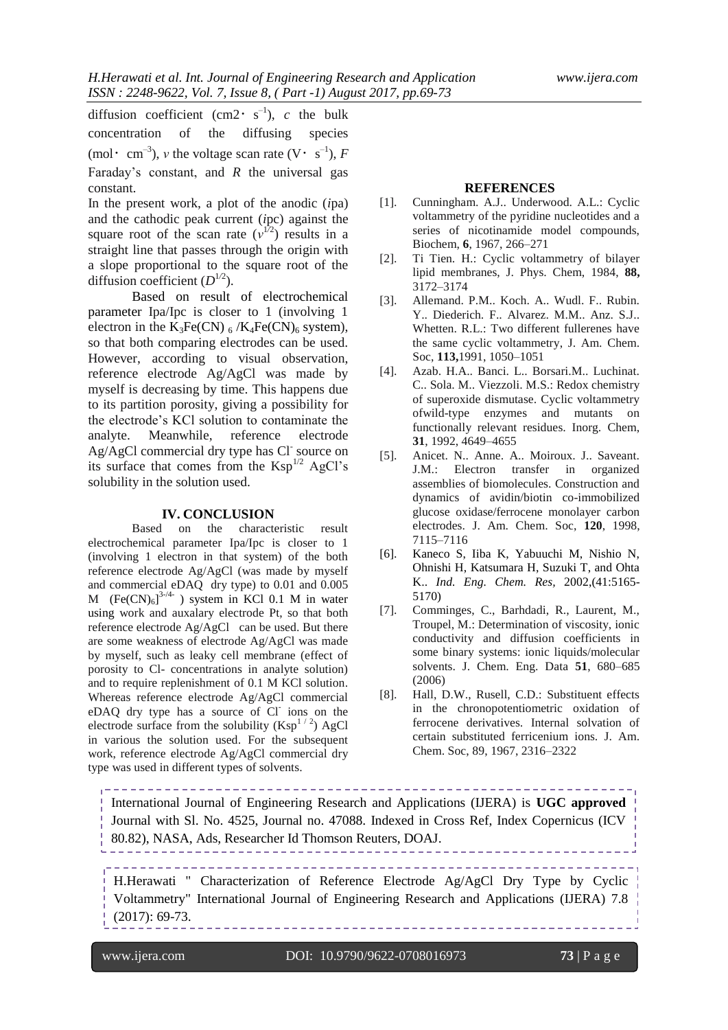diffusion coefficient ($cm2 \cdot s^{-1}$), $c$ the bulk concentration of the diffusing species ($mol \cdot cm^{-3}$), $v$ the voltage scan rate ($V \cdot s^{-1}$), $F$ Faraday's constant, and $R$ the universal gas constant.

In the present work, a plot of the anodic ($i$pa) and the cathodic peak current ($i$pc) against the square root of the scan rate ($v^{1/2}$) results in a straight line that passes through the origin with a slope proportional to the square root of the diffusion coefficient ($D^{1/2}$).

Based on result of electrochemical parameter Ipa/Ipc is closer to 1 (involving 1 electron in the $K_3Fe(CN)_6$ /$K_4Fe(CN)_6$ system), so that both comparing electrodes can be used. However, according to visual observation, reference electrode Ag/AgCl was made by myself is decreasing by time. This happens due to its partition porosity, giving a possibility for the electrode's KCl solution to contaminate the analyte. Meanwhile, reference electrode Ag/AgCl commercial dry type has $Cl^-$ source on its surface that comes from the $Ksp^{1/2}$ AgCl's solubility in the solution used.

## IV. CONCLUSION

Based on the characteristic result electrochemical parameter Ipa/Ipc is closer to 1 (involving 1 electron in that system) of the both reference electrode Ag/AgCl (was made by myself and commercial eDAQ dry type) to 0.01 and 0.005 M ($Fe(CN)_6]^{3-/4-}$ ) system in KCl 0.1 M in water using work and auxalary electrode Pt, so that both reference electrode Ag/AgCl can be used. But there are some weakness of electrode Ag/AgCl was made by myself, such as leaky cell membrane (effect of porosity to Cl- concentrations in analyte solution) and to require replenishment of 0.1 M KCl solution. Whereas reference electrode Ag/AgCl commercial eDAQ dry type has a source of $Cl^-$ ions on the electrode surface from the solubility ($Ksp^{1/2}$) AgCl in various the solution used. For the subsequent work, reference electrode Ag/AgCl commercial dry type was used in different types of solvents.

## REFERENCES

[1]. Cunningham. A.J.. Underwood. A.L.: Cyclic voltammetry of the pyridine nucleotides and a series of nicotinamide model compounds, Biochem, **6**, 1967, 266–271

[2]. Ti Tien. H.: Cyclic voltammetry of bilayer lipid membranes, J. Phys. Chem, 1984, **88,** 3172–3174

[3]. Allemand. P.M.. Koch. A.. Wudl. F.. Rubin. Y.. Diederich. F.. Alvarez. M.M.. Anz. S.J.. Whetten. R.L.: Two different fullerenes have the same cyclic voltammetry, J. Am. Chem. Soc, **113,**1991, 1050–1051

[4]. Azab. H.A.. Banci. L.. Borsari.M.. Luchinat. C.. Sola. M.. Viezzoli. M.S.: Redox chemistry of superoxide dismutase. Cyclic voltammetry ofwild-type enzymes and mutants on functionally relevant residues. Inorg. Chem, **31**, 1992, 4649–4655

[5]. Anicet. N.. Anne. A.. Moiroux. J.. Saveant. J.M.: Electron transfer in organized assemblies of biomolecules. Construction and dynamics of avidin/biotin co-immobilized glucose oxidase/ferrocene monolayer carbon electrodes. J. Am. Chem. Soc, **120**, 1998, 7115–7116

[6]. Kaneco S, Iiba K, Yabuuchi M, Nishio N, Ohnishi H, Katsumara H, Suzuki T, and Ohta K.. *Ind. Eng. Chem. Res*, 2002,(41:5165-5170)

[7]. Comminges, C., Barhdadi, R., Laurent, M., Troupel, M.: Determination of viscosity, ionic conductivity and diffusion coefficients in some binary systems: ionic liquids/molecular solvents. J. Chem. Eng. Data **51**, 680–685 (2006)

[8]. Hall, D.W., Rusell, C.D.: Substituent effects in the chronopotentiometric oxidation of ferrocene derivatives. Internal solvation of certain substituted ferricenium ions. J. Am. Chem. Soc, 89, 1967, 2316–2322

International Journal of Engineering Research and Applications (IJERA) is **UGC approved** Journal with Sl. No. 4525, Journal no. 47088. Indexed in Cross Ref, Index Copernicus (ICV 80.82), NASA, Ads, Researcher Id Thomson Reuters, DOAJ.

H.Herawati " Characterization of Reference Electrode Ag/AgCl Dry Type by Cyclic Voltammetry" International Journal of Engineering Research and Applications (IJERA) 7.8 (2017): 69-73.